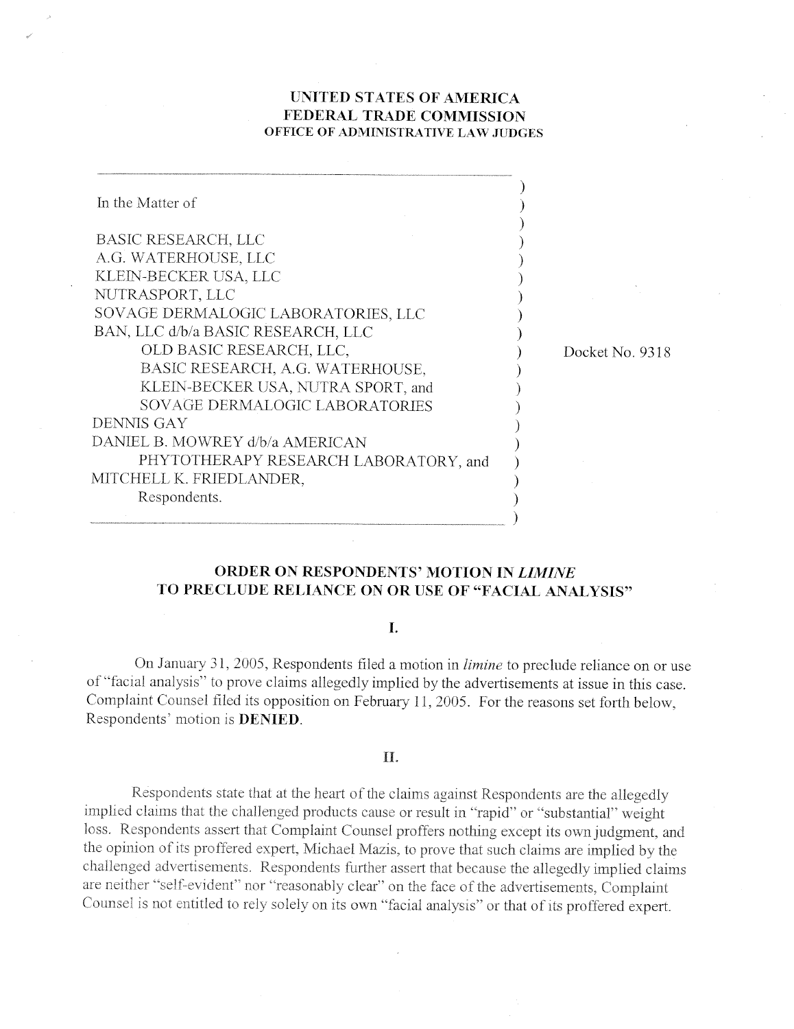**UNITED STATES OF AMERICA**
**FEDERAL TRADE COMMISSION**
**OFFICE OF ADMINISTRATIVE LAW JUDGES**

In the Matter of

BASIC RESEARCH, LLC
A.G. WATERHOUSE, LLC
KLEIN-BECKER USA, LLC
NUTRASPORT, LLC
SOVAGE DERMALOGIC LABORATORIES, LLC
BAN, LLC d/b/a BASIC RESEARCH, LLC
OLD BASIC RESEARCH, LLC,
BASIC RESEARCH, A.G. WATERHOUSE,
KLEIN-BECKER USA, NUTRA SPORT, and
SOVAGE DERMALOGIC LABORATORIES
DENNIS GAY
DANIEL B. MOWREY d/b/a AMERICAN
PHYTOTHERAPY RESEARCH LABORATORY, and
MITCHELL K. FRIEDLANDER,
Respondents.

Docket No. 9318

## ORDER ON RESPONDENTS' MOTION IN *LIMINE* TO PRECLUDE RELIANCE ON OR USE OF "FACIAL ANALYSIS"

### I.

On January 31, 2005, Respondents filed a motion in *limine* to preclude reliance on or use of "facial analysis" to prove claims allegedly implied by the advertisements at issue in this case. Complaint Counsel filed its opposition on February 11, 2005. For the reasons set forth below, Respondents' motion is **DENIED**.

### II.

Respondents state that at the heart of the claims against Respondents are the allegedly implied claims that the challenged products cause or result in "rapid" or "substantial" weight loss. Respondents assert that Complaint Counsel proffers nothing except its own judgment, and the opinion of its proffered expert, Michael Mazis, to prove that such claims are implied by the challenged advertisements. Respondents further assert that because the allegedly implied claims are neither "self-evident" nor "reasonably clear" on the face of the advertisements, Complaint Counsel is not entitled to rely solely on its own "facial analysis" or that of its proffered expert.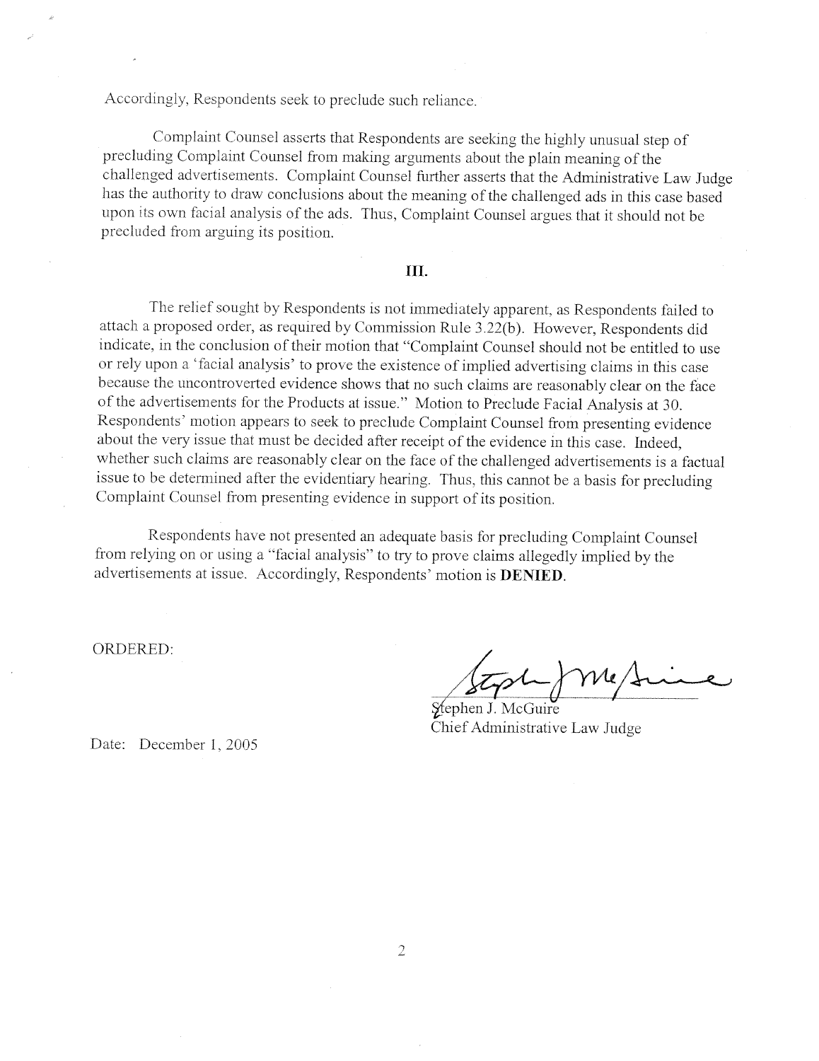Accordingly, Respondents seek to preclude such reliance.

Complaint Counsel asserts that Respondents are seeking the highly unusual step of precluding Complaint Counsel from making arguments about the plain meaning of the challenged advertisements. Complaint Counsel further asserts that the Administrative Law Judge has the authority to draw conclusions about the meaning of the challenged ads in this case based upon its own facial analysis of the ads. Thus, Complaint Counsel argues that it should not be precluded from arguing its position.

## III.

The relief sought by Respondents is not immediately apparent, as Respondents failed to attach a proposed order, as required by Commission Rule 3.22(b). However, Respondents did indicate, in the conclusion of their motion that "Complaint Counsel should not be entitled to use or rely upon a 'facial analysis' to prove the existence of implied advertising claims in this case because the uncontroverted evidence shows that no such claims are reasonably clear on the face of the advertisements for the Products at issue." Motion to Preclude Facial Analysis at 30. Respondents' motion appears to seek to preclude Complaint Counsel from presenting evidence about the very issue that must be decided after receipt of the evidence in this case. Indeed, whether such claims are reasonably clear on the face of the challenged advertisements is a factual issue to be determined after the evidentiary hearing. Thus, this cannot be a basis for precluding Complaint Counsel from presenting evidence in support of its position.

Respondents have not presented an adequate basis for precluding Complaint Counsel from relying on or using a "facial analysis" to try to prove claims allegedly implied by the advertisements at issue. Accordingly, Respondents' motion is **DENIED**.

ORDERED:

Stephen J. McGuire
Chief Administrative Law Judge

Date: December 1, 2005